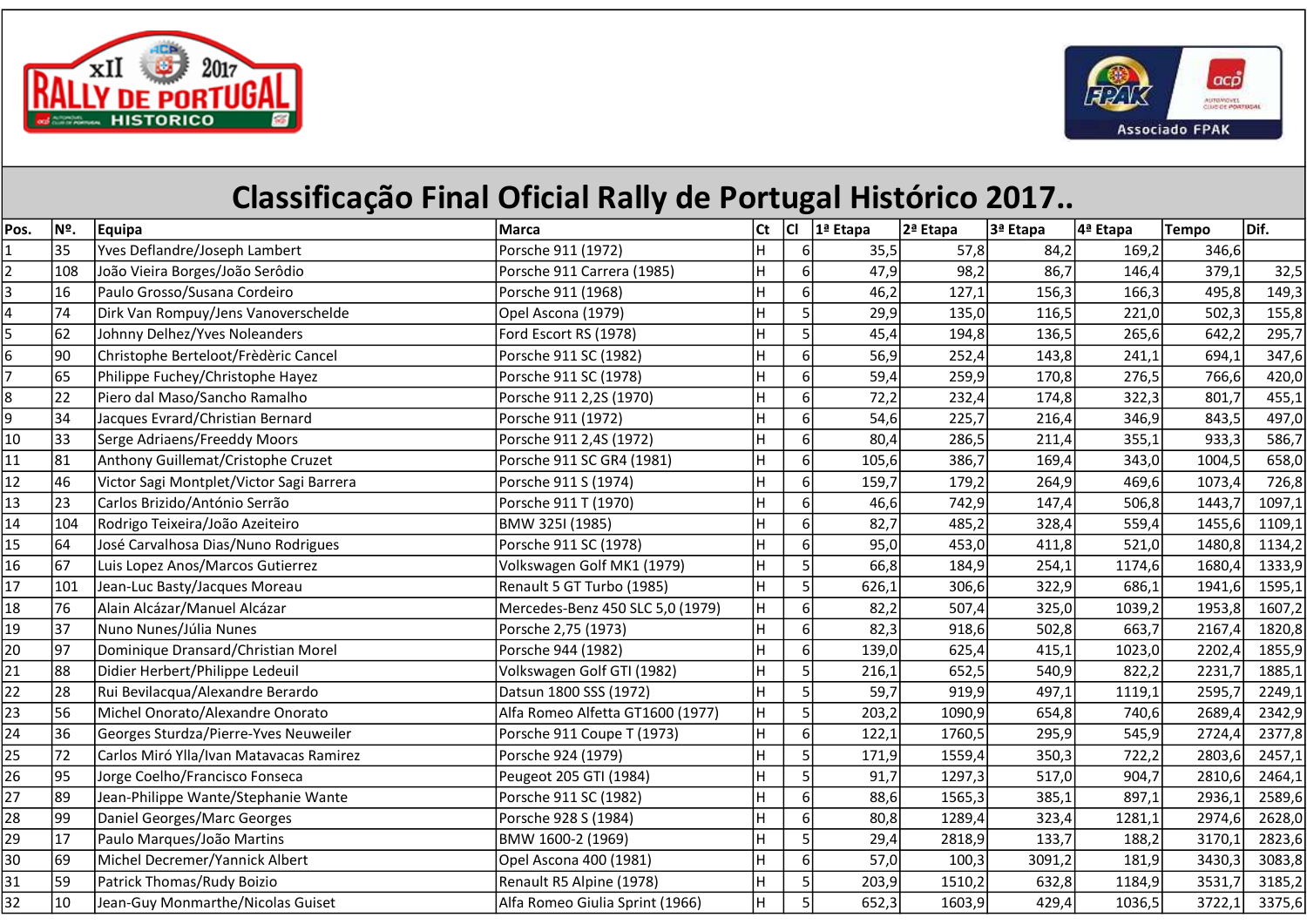# Classificação Final Oficial Rally de Portugal Histórico 2017..

| Pos. | Nº. | Equipa | Marca | Ct | Cl | 1ª Etapa | 2ª Etapa | 3ª Etapa | 4ª Etapa | Tempo | Dif. |
|---|---|---|---|---|---|---|---|---|---|---|---|
| 1 | 35 | Yves Deflandre/Joseph Lambert | Porsche 911 (1972) | H | 6 | 35,5 | 57,8 | 84,2 | 169,2 | 346,6 | |
| 2 | 108 | João Vieira Borges/João Serôdio | Porsche 911 Carrera (1985) | H | 6 | 47,9 | 98,2 | 86,7 | 146,4 | 379,1 | 32,5 |
| 3 | 16 | Paulo Grosso/Susana Cordeiro | Porsche 911 (1968) | H | 6 | 46,2 | 127,1 | 156,3 | 166,3 | 495,8 | 149,3 |
| 4 | 74 | Dirk Van Rompuy/Jens Vanoverschelde | Opel Ascona (1979) | H | 5 | 29,9 | 135,0 | 116,5 | 221,0 | 502,3 | 155,8 |
| 5 | 62 | Johnny Delhez/Yves Noleanders | Ford Escort RS (1978) | H | 5 | 45,4 | 194,8 | 136,5 | 265,6 | 642,2 | 295,7 |
| 6 | 90 | Christophe Berteloot/Frèdèric Cancel | Porsche 911 SC (1982) | H | 6 | 56,9 | 252,4 | 143,8 | 241,1 | 694,1 | 347,6 |
| 7 | 65 | Philippe Fuchey/Christophe Hayez | Porsche 911 SC (1978) | H | 6 | 59,4 | 259,9 | 170,8 | 276,5 | 766,6 | 420,0 |
| 8 | 22 | Piero dal Maso/Sancho Ramalho | Porsche 911 2,2S (1970) | H | 6 | 72,2 | 232,4 | 174,8 | 322,3 | 801,7 | 455,1 |
| 9 | 34 | Jacques Evrard/Christian Bernard | Porsche 911 (1972) | H | 6 | 54,6 | 225,7 | 216,4 | 346,9 | 843,5 | 497,0 |
| 10 | 33 | Serge Adriaens/Freeddy Moors | Porsche 911 2,4S (1972) | H | 6 | 80,4 | 286,5 | 211,4 | 355,1 | 933,3 | 586,7 |
| 11 | 81 | Anthony Guillemat/Cristophe Cruzet | Porsche 911 SC GR4 (1981) | H | 6 | 105,6 | 386,7 | 169,4 | 343,0 | 1004,5 | 658,0 |
| 12 | 46 | Victor Sagi Montplet/Victor Sagi Barrera | Porsche 911 S (1974) | H | 6 | 159,7 | 179,2 | 264,9 | 469,6 | 1073,4 | 726,8 |
| 13 | 23 | Carlos Brizido/António Serrão | Porsche 911 T (1970) | H | 6 | 46,6 | 742,9 | 147,4 | 506,8 | 1443,7 | 1097,1 |
| 14 | 104 | Rodrigo Teixeira/João Azeiteiro | BMW 325I (1985) | H | 6 | 82,7 | 485,2 | 328,4 | 559,4 | 1455,6 | 1109,1 |
| 15 | 64 | José Carvalhosa Dias/Nuno Rodrigues | Porsche 911 SC (1978) | H | 6 | 95,0 | 453,0 | 411,8 | 521,0 | 1480,8 | 1134,2 |
| 16 | 67 | Luis Lopez Anos/Marcos Gutierrez | Volkswagen Golf MK1 (1979) | H | 5 | 66,8 | 184,9 | 254,1 | 1174,6 | 1680,4 | 1333,9 |
| 17 | 101 | Jean-Luc Basty/Jacques Moreau | Renault 5 GT Turbo (1985) | H | 5 | 626,1 | 306,6 | 322,9 | 686,1 | 1941,6 | 1595,1 |
| 18 | 76 | Alain Alcázar/Manuel Alcázar | Mercedes-Benz 450 SLC 5,0 (1979) | H | 6 | 82,2 | 507,4 | 325,0 | 1039,2 | 1953,8 | 1607,2 |
| 19 | 37 | Nuno Nunes/Júlia Nunes | Porsche 2,75 (1973) | H | 6 | 82,3 | 918,6 | 502,8 | 663,7 | 2167,4 | 1820,8 |
| 20 | 97 | Dominique Dransard/Christian Morel | Porsche 944 (1982) | H | 6 | 139,0 | 625,4 | 415,1 | 1023,0 | 2202,4 | 1855,9 |
| 21 | 88 | Didier Herbert/Philippe Ledeuil | Volkswagen Golf GTI (1982) | H | 5 | 216,1 | 652,5 | 540,9 | 822,2 | 2231,7 | 1885,1 |
| 22 | 28 | Rui Bevilacqua/Alexandre Berardo | Datsun 1800 SSS (1972) | H | 5 | 59,7 | 919,9 | 497,1 | 1119,1 | 2595,7 | 2249,1 |
| 23 | 56 | Michel Onorato/Alexandre Onorato | Alfa Romeo Alfetta GT1600 (1977) | H | 5 | 203,2 | 1090,9 | 654,8 | 740,6 | 2689,4 | 2342,9 |
| 24 | 36 | Georges Sturdza/Pierre-Yves Neuweiler | Porsche 911 Coupe T (1973) | H | 6 | 122,1 | 1760,5 | 295,9 | 545,9 | 2724,4 | 2377,8 |
| 25 | 72 | Carlos Miró Ylla/Ivan Matavacas Ramirez | Porsche 924 (1979) | H | 5 | 171,9 | 1559,4 | 350,3 | 722,2 | 2803,6 | 2457,1 |
| 26 | 95 | Jorge Coelho/Francisco Fonseca | Peugeot 205 GTI (1984) | H | 5 | 91,7 | 1297,3 | 517,0 | 904,7 | 2810,6 | 2464,1 |
| 27 | 89 | Jean-Philippe Wante/Stephanie Wante | Porsche 911 SC (1982) | H | 6 | 88,6 | 1565,3 | 385,1 | 897,1 | 2936,1 | 2589,6 |
| 28 | 99 | Daniel Georges/Marc Georges | Porsche 928 S (1984) | H | 6 | 80,8 | 1289,4 | 323,4 | 1281,1 | 2974,6 | 2628,0 |
| 29 | 17 | Paulo Marques/João Martins | BMW 1600-2 (1969) | H | 5 | 29,4 | 2818,9 | 133,7 | 188,2 | 3170,1 | 2823,6 |
| 30 | 69 | Michel Decremer/Yannick Albert | Opel Ascona 400 (1981) | H | 6 | 57,0 | 100,3 | 3091,2 | 181,9 | 3430,3 | 3083,8 |
| 31 | 59 | Patrick Thomas/Rudy Boizio | Renault R5 Alpine (1978) | H | 5 | 203,9 | 1510,2 | 632,8 | 1184,9 | 3531,7 | 3185,2 |
| 32 | 10 | Jean-Guy Monmarthe/Nicolas Guiset | Alfa Romeo Giulia Sprint (1966) | H | 5 | 652,3 | 1603,9 | 429,4 | 1036,5 | 3722,1 | 3375,6 |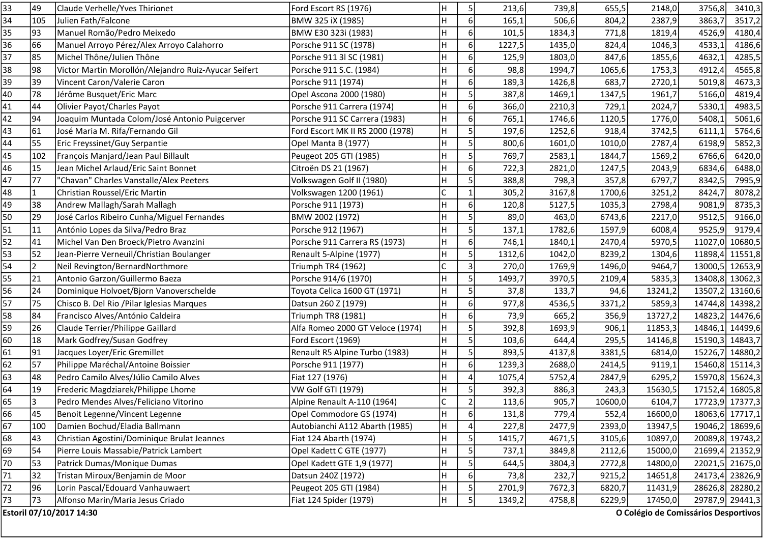| | | | | | | | | | | | |
|---|---|---|---|---|---|---|---|---|---|---|---|
| 33 | 49 | Claude Verhelle/Yves Thirionet | Ford Escort RS (1976) | H | 5 | 213,6 | 739,8 | 655,5 | 2148,0 | 3756,8 | 3410,3 |
| 34 | 105 | Julien Fath/Falcone | BMW 325 iX (1985) | H | 6 | 165,1 | 506,6 | 804,2 | 2387,9 | 3863,7 | 3517,2 |
| 35 | 93 | Manuel Romão/Pedro Meixedo | BMW E30 323i (1983) | H | 6 | 101,5 | 1834,3 | 771,8 | 1819,4 | 4526,9 | 4180,4 |
| 36 | 66 | Manuel Arroyo Pérez/Alex Arroyo Calahorro | Porsche 911 SC (1978) | H | 6 | 1227,5 | 1435,0 | 824,4 | 1046,3 | 4533,1 | 4186,6 |
| 37 | 85 | Michel Thône/Julien Thône | Porsche 911 3l SC (1981) | H | 6 | 125,9 | 1803,0 | 847,6 | 1855,6 | 4632,1 | 4285,5 |
| 38 | 98 | Victor Martin Morollón/Alejandro Ruiz-Ayucar Seifert | Porsche 911 S.C. (1984) | H | 6 | 98,8 | 1994,7 | 1065,6 | 1753,3 | 4912,4 | 4565,8 |
| 39 | 39 | Vincent Caron/Valerie Caron | Porsche 911 (1974) | H | 6 | 189,3 | 1426,8 | 683,7 | 2720,1 | 5019,8 | 4673,3 |
| 40 | 78 | Jérôme Busquet/Eric Marc | Opel Ascona 2000 (1980) | H | 5 | 387,8 | 1469,1 | 1347,5 | 1961,7 | 5166,0 | 4819,4 |
| 41 | 44 | Olivier Payot/Charles Payot | Porsche 911 Carrera (1974) | H | 6 | 366,0 | 2210,3 | 729,1 | 2024,7 | 5330,1 | 4983,5 |
| 42 | 94 | Joaquim Muntada Colom/José Antonio Puigcerver | Porsche 911 SC Carrera (1983) | H | 6 | 765,1 | 1746,6 | 1120,5 | 1776,0 | 5408,1 | 5061,6 |
| 43 | 61 | José Maria M. Rifa/Fernando Gil | Ford Escort MK II RS 2000 (1978) | H | 5 | 197,6 | 1252,6 | 918,4 | 3742,5 | 6111,1 | 5764,6 |
| 44 | 55 | Eric Freyssinet/Guy Serpantie | Opel Manta B (1977) | H | 5 | 800,6 | 1601,0 | 1010,0 | 2787,4 | 6198,9 | 5852,3 |
| 45 | 102 | François Manjard/Jean Paul Billault | Peugeot 205 GTI (1985) | H | 5 | 769,7 | 2583,1 | 1844,7 | 1569,2 | 6766,6 | 6420,0 |
| 46 | 15 | Jean Michel Arlaud/Eric Saint Bonnet | Citroën DS 21 (1967) | H | 6 | 722,3 | 2821,0 | 1247,5 | 2043,9 | 6834,6 | 6488,0 |
| 47 | 77 | "Chavan" Charles Vanstalle/Alex Peeters | Volkswagen Golf II (1980) | H | 5 | 388,8 | 798,3 | 357,8 | 6797,7 | 8342,5 | 7995,9 |
| 48 | 1 | Christian Roussel/Eric Martin | Volkswagen 1200 (1961) | C | 1 | 305,2 | 3167,8 | 1700,6 | 3251,2 | 8424,7 | 8078,2 |
| 49 | 38 | Andrew Mallagh/Sarah Mallagh | Porsche 911 (1973) | H | 6 | 120,8 | 5127,5 | 1035,3 | 2798,4 | 9081,9 | 8735,3 |
| 50 | 29 | José Carlos Ribeiro Cunha/Miguel Fernandes | BMW 2002 (1972) | H | 5 | 89,0 | 463,0 | 6743,6 | 2217,0 | 9512,5 | 9166,0 |
| 51 | 11 | António Lopes da Silva/Pedro Braz | Porsche 912 (1967) | H | 5 | 137,1 | 1782,6 | 1597,9 | 6008,4 | 9525,9 | 9179,4 |
| 52 | 41 | Michel Van Den Broeck/Pietro Avanzini | Porsche 911 Carrera RS (1973) | H | 6 | 746,1 | 1840,1 | 2470,4 | 5970,5 | 11027,0 | 10680,5 |
| 53 | 52 | Jean-Pierre Verneuil/Christian Boulanger | Renault 5-Alpine (1977) | H | 5 | 1312,6 | 1042,0 | 8239,2 | 1304,6 | 11898,4 | 11551,8 |
| 54 | 2 | Neil Revington/BernardNorthmore | Triumph TR4 (1962) | C | 3 | 270,0 | 1769,9 | 1496,0 | 9464,7 | 13000,5 | 12653,9 |
| 55 | 21 | Antonio Garzon/Guillermo Baeza | Porsche 914/6 (1970) | H | 5 | 1493,7 | 3970,5 | 2109,4 | 5835,3 | 13408,8 | 13062,3 |
| 56 | 24 | Dominique Holvoet/Bjorn Vanoverschelde | Toyota Celica 1600 GT (1971) | H | 5 | 37,8 | 133,7 | 94,6 | 13241,2 | 13507,2 | 13160,6 |
| 57 | 75 | Chisco B. Del Rio /Pilar Iglesias Marques | Datsun 260 Z (1979) | H | 6 | 977,8 | 4536,5 | 3371,2 | 5859,3 | 14744,8 | 14398,2 |
| 58 | 84 | Francisco Alves/António Caldeira | Triumph TR8 (1981) | H | 6 | 73,9 | 665,2 | 356,9 | 13727,2 | 14823,2 | 14476,6 |
| 59 | 26 | Claude Terrier/Philippe Gaillard | Alfa Romeo 2000 GT Veloce (1974) | H | 5 | 392,8 | 1693,9 | 906,1 | 11853,3 | 14846,1 | 14499,6 |
| 60 | 18 | Mark Godfrey/Susan Godfrey | Ford Escort (1969) | H | 5 | 103,6 | 644,4 | 295,5 | 14146,8 | 15190,3 | 14843,7 |
| 61 | 91 | Jacques Loyer/Eric Gremillet | Renault R5 Alpine Turbo (1983) | H | 5 | 893,5 | 4137,8 | 3381,5 | 6814,0 | 15226,7 | 14880,2 |
| 62 | 57 | Philippe Maréchal/Antoine Boissier | Porsche 911 (1977) | H | 6 | 1239,3 | 2688,0 | 2414,5 | 9119,1 | 15460,8 | 15114,3 |
| 63 | 48 | Pedro Camilo Alves/Júlio Camilo Alves | Fiat 127 (1976) | H | 4 | 1075,4 | 5752,4 | 2847,9 | 6295,2 | 15970,8 | 15624,3 |
| 64 | 19 | Frederic Magdziarek/Philippe Lhome | VW Golf GTI (1979) | H | 5 | 392,3 | 886,3 | 243,3 | 15630,5 | 17152,4 | 16805,8 |
| 65 | 3 | Pedro Mendes Alves/Feliciano Vitorino | Alpine Renault A-110 (1964) | C | 2 | 113,6 | 905,7 | 10600,0 | 6104,7 | 17723,9 | 17377,3 |
| 66 | 45 | Benoit Legenne/Vincent Legenne | Opel Commodore GS (1974) | H | 6 | 131,8 | 779,4 | 552,4 | 16600,0 | 18063,6 | 17717,1 |
| 67 | 100 | Damien Bochud/Eladia Ballmann | Autobianchi A112 Abarth (1985) | H | 4 | 227,8 | 2477,9 | 2393,0 | 13947,5 | 19046,2 | 18699,6 |
| 68 | 43 | Christian Agostini/Dominique Brulat Jeannes | Fiat 124 Abarth (1974) | H | 5 | 1415,7 | 4671,5 | 3105,6 | 10897,0 | 20089,8 | 19743,2 |
| 69 | 54 | Pierre Louis Massabie/Patrick Lambert | Opel Kadett C GTE (1977) | H | 5 | 737,1 | 3849,8 | 2112,6 | 15000,0 | 21699,4 | 21352,9 |
| 70 | 53 | Patrick Dumas/Monique Dumas | Opel Kadett GTE 1,9 (1977) | H | 5 | 644,5 | 3804,3 | 2772,8 | 14800,0 | 22021,5 | 21675,0 |
| 71 | 32 | Tristan Miroux/Benjamin de Moor | Datsun 240Z (1972) | H | 6 | 73,8 | 232,7 | 9215,2 | 14651,8 | 24173,4 | 23826,9 |
| 72 | 96 | Lorin Pascal/Edouard Vanhauwaert | Peugeot 205 GTI (1984) | H | 5 | 2701,9 | 7672,3 | 6820,7 | 11431,9 | 28626,8 | 28280,2 |
| 73 | 73 | Alfonso Marin/Maria Jesus Criado | Fiat 124 Spider (1979) | H | 5 | 1349,2 | 4758,8 | 6229,9 | 17450,0 | 29787,9 | 29441,3 |

**Estoril 07/10/2017 14:30** **O Colégio de Comissários Desportivos**